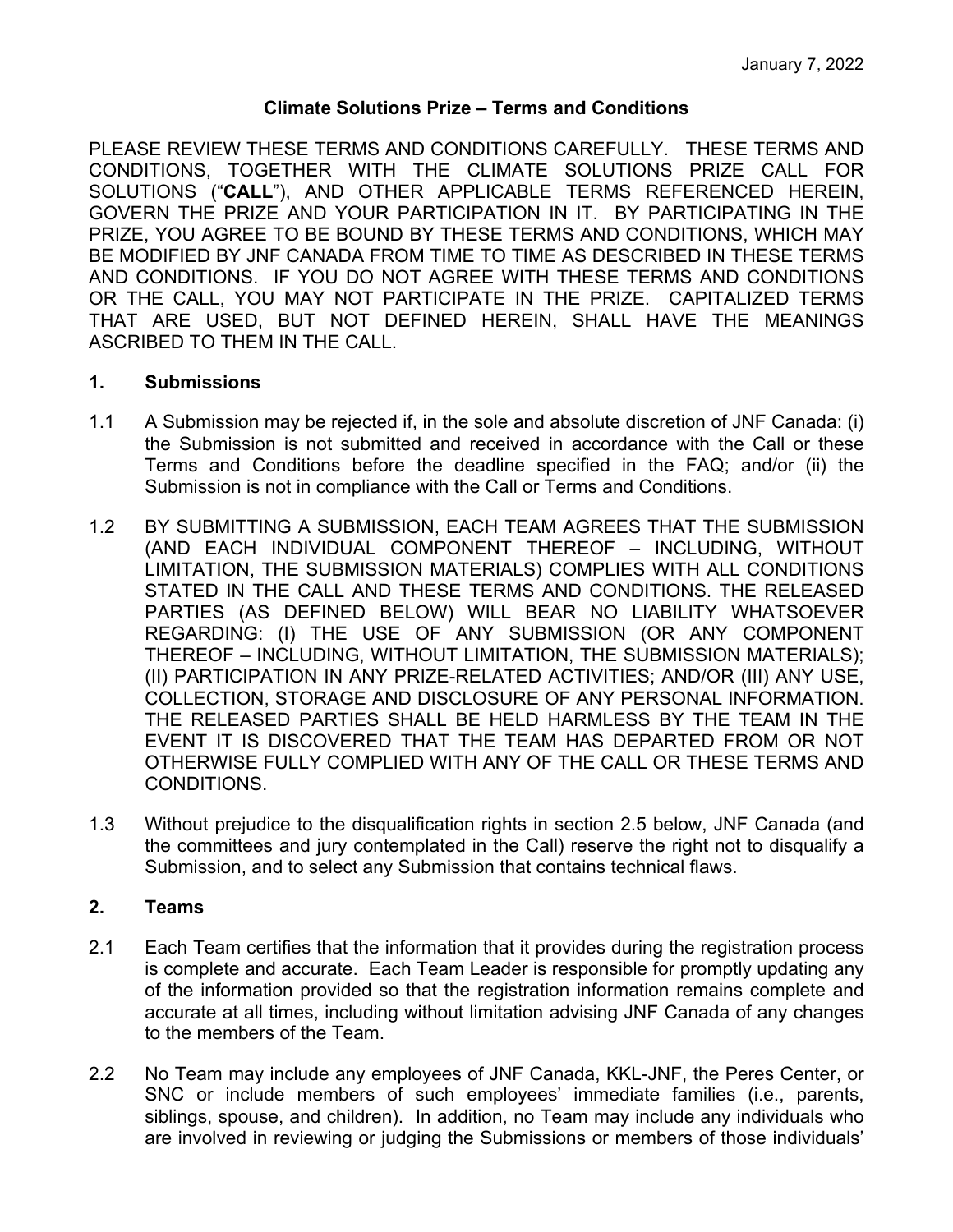January 7, 2022

# Climate Solutions Prize – Terms and Conditions

PLEASE REVIEW THESE TERMS AND CONDITIONS CAREFULLY. THESE TERMS AND CONDITIONS, TOGETHER WITH THE CLIMATE SOLUTIONS PRIZE CALL FOR SOLUTIONS ("**CALL**"), AND OTHER APPLICABLE TERMS REFERENCED HEREIN, GOVERN THE PRIZE AND YOUR PARTICIPATION IN IT. BY PARTICIPATING IN THE PRIZE, YOU AGREE TO BE BOUND BY THESE TERMS AND CONDITIONS, WHICH MAY BE MODIFIED BY JNF CANADA FROM TIME TO TIME AS DESCRIBED IN THESE TERMS AND CONDITIONS. IF YOU DO NOT AGREE WITH THESE TERMS AND CONDITIONS OR THE CALL, YOU MAY NOT PARTICIPATE IN THE PRIZE. CAPITALIZED TERMS THAT ARE USED, BUT NOT DEFINED HEREIN, SHALL HAVE THE MEANINGS ASCRIBED TO THEM IN THE CALL.

## 1. Submissions

1.1 A Submission may be rejected if, in the sole and absolute discretion of JNF Canada: (i) the Submission is not submitted and received in accordance with the Call or these Terms and Conditions before the deadline specified in the FAQ; and/or (ii) the Submission is not in compliance with the Call or Terms and Conditions.

1.2 BY SUBMITTING A SUBMISSION, EACH TEAM AGREES THAT THE SUBMISSION (AND EACH INDIVIDUAL COMPONENT THEREOF – INCLUDING, WITHOUT LIMITATION, THE SUBMISSION MATERIALS) COMPLIES WITH ALL CONDITIONS STATED IN THE CALL AND THESE TERMS AND CONDITIONS. THE RELEASED PARTIES (AS DEFINED BELOW) WILL BEAR NO LIABILITY WHATSOEVER REGARDING: (I) THE USE OF ANY SUBMISSION (OR ANY COMPONENT THEREOF – INCLUDING, WITHOUT LIMITATION, THE SUBMISSION MATERIALS); (II) PARTICIPATION IN ANY PRIZE-RELATED ACTIVITIES; AND/OR (III) ANY USE, COLLECTION, STORAGE AND DISCLOSURE OF ANY PERSONAL INFORMATION. THE RELEASED PARTIES SHALL BE HELD HARMLESS BY THE TEAM IN THE EVENT IT IS DISCOVERED THAT THE TEAM HAS DEPARTED FROM OR NOT OTHERWISE FULLY COMPLIED WITH ANY OF THE CALL OR THESE TERMS AND CONDITIONS.

1.3 Without prejudice to the disqualification rights in section 2.5 below, JNF Canada (and the committees and jury contemplated in the Call) reserve the right not to disqualify a Submission, and to select any Submission that contains technical flaws.

## 2. Teams

2.1 Each Team certifies that the information that it provides during the registration process is complete and accurate. Each Team Leader is responsible for promptly updating any of the information provided so that the registration information remains complete and accurate at all times, including without limitation advising JNF Canada of any changes to the members of the Team.

2.2 No Team may include any employees of JNF Canada, KKL-JNF, the Peres Center, or SNC or include members of such employees' immediate families (i.e., parents, siblings, spouse, and children). In addition, no Team may include any individuals who are involved in reviewing or judging the Submissions or members of those individuals'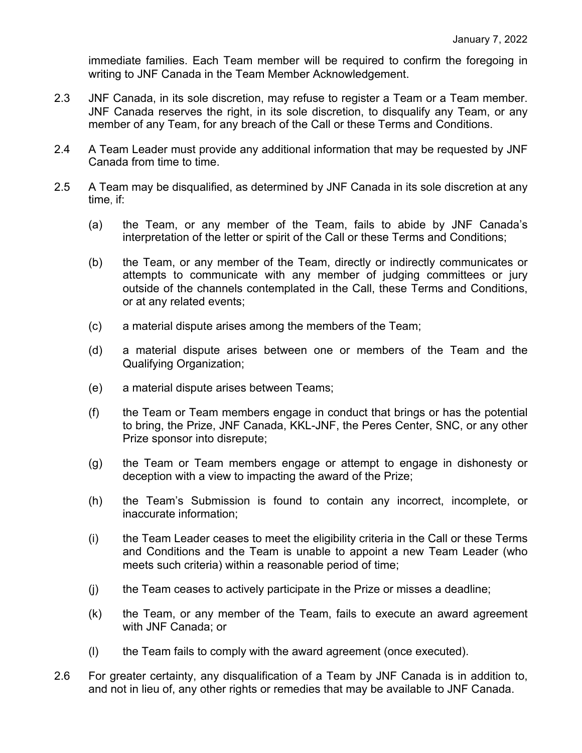immediate families. Each Team member will be required to confirm the foregoing in writing to JNF Canada in the Team Member Acknowledgement.

2.3 JNF Canada, in its sole discretion, may refuse to register a Team or a Team member. JNF Canada reserves the right, in its sole discretion, to disqualify any Team, or any member of any Team, for any breach of the Call or these Terms and Conditions.

2.4 A Team Leader must provide any additional information that may be requested by JNF Canada from time to time.

2.5 A Team may be disqualified, as determined by JNF Canada in its sole discretion at any time, if:

(a) the Team, or any member of the Team, fails to abide by JNF Canada's interpretation of the letter or spirit of the Call or these Terms and Conditions;

(b) the Team, or any member of the Team, directly or indirectly communicates or attempts to communicate with any member of judging committees or jury outside of the channels contemplated in the Call, these Terms and Conditions, or at any related events;

(c) a material dispute arises among the members of the Team;

(d) a material dispute arises between one or members of the Team and the Qualifying Organization;

(e) a material dispute arises between Teams;

(f) the Team or Team members engage in conduct that brings or has the potential to bring, the Prize, JNF Canada, KKL-JNF, the Peres Center, SNC, or any other Prize sponsor into disrepute;

(g) the Team or Team members engage or attempt to engage in dishonesty or deception with a view to impacting the award of the Prize;

(h) the Team's Submission is found to contain any incorrect, incomplete, or inaccurate information;

(i) the Team Leader ceases to meet the eligibility criteria in the Call or these Terms and Conditions and the Team is unable to appoint a new Team Leader (who meets such criteria) within a reasonable period of time;

(j) the Team ceases to actively participate in the Prize or misses a deadline;

(k) the Team, or any member of the Team, fails to execute an award agreement with JNF Canada; or

(l) the Team fails to comply with the award agreement (once executed).

2.6 For greater certainty, any disqualification of a Team by JNF Canada is in addition to, and not in lieu of, any other rights or remedies that may be available to JNF Canada.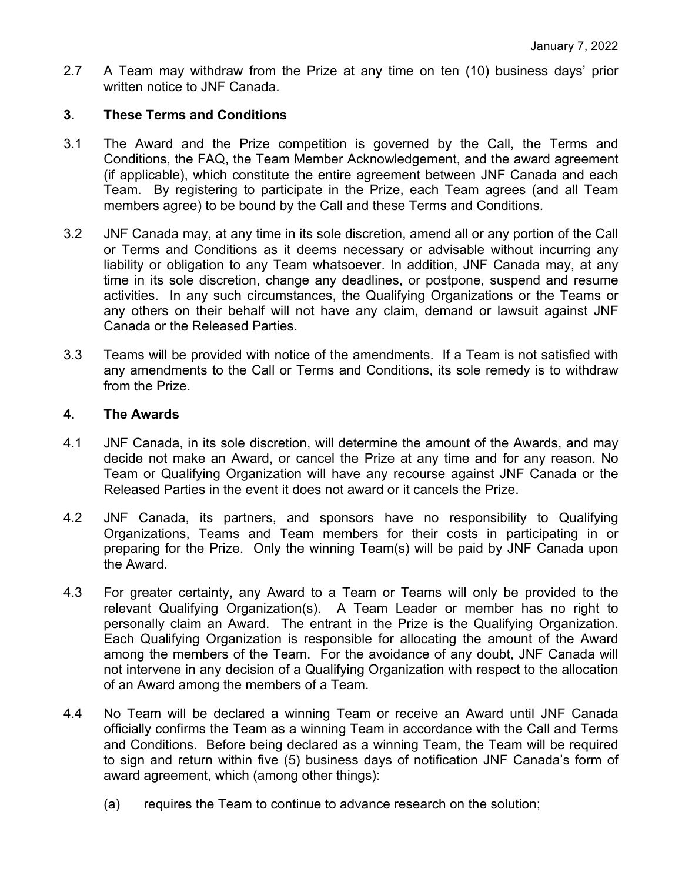2.7 A Team may withdraw from the Prize at any time on ten (10) business days' prior written notice to JNF Canada.

## 3. These Terms and Conditions

3.1 The Award and the Prize competition is governed by the Call, the Terms and Conditions, the FAQ, the Team Member Acknowledgement, and the award agreement (if applicable), which constitute the entire agreement between JNF Canada and each Team. By registering to participate in the Prize, each Team agrees (and all Team members agree) to be bound by the Call and these Terms and Conditions.

3.2 JNF Canada may, at any time in its sole discretion, amend all or any portion of the Call or Terms and Conditions as it deems necessary or advisable without incurring any liability or obligation to any Team whatsoever. In addition, JNF Canada may, at any time in its sole discretion, change any deadlines, or postpone, suspend and resume activities. In any such circumstances, the Qualifying Organizations or the Teams or any others on their behalf will not have any claim, demand or lawsuit against JNF Canada or the Released Parties.

3.3 Teams will be provided with notice of the amendments. If a Team is not satisfied with any amendments to the Call or Terms and Conditions, its sole remedy is to withdraw from the Prize.

## 4. The Awards

4.1 JNF Canada, in its sole discretion, will determine the amount of the Awards, and may decide not make an Award, or cancel the Prize at any time and for any reason. No Team or Qualifying Organization will have any recourse against JNF Canada or the Released Parties in the event it does not award or it cancels the Prize.

4.2 JNF Canada, its partners, and sponsors have no responsibility to Qualifying Organizations, Teams and Team members for their costs in participating in or preparing for the Prize. Only the winning Team(s) will be paid by JNF Canada upon the Award.

4.3 For greater certainty, any Award to a Team or Teams will only be provided to the relevant Qualifying Organization(s). A Team Leader or member has no right to personally claim an Award. The entrant in the Prize is the Qualifying Organization. Each Qualifying Organization is responsible for allocating the amount of the Award among the members of the Team. For the avoidance of any doubt, JNF Canada will not intervene in any decision of a Qualifying Organization with respect to the allocation of an Award among the members of a Team.

4.4 No Team will be declared a winning Team or receive an Award until JNF Canada officially confirms the Team as a winning Team in accordance with the Call and Terms and Conditions. Before being declared as a winning Team, the Team will be required to sign and return within five (5) business days of notification JNF Canada's form of award agreement, which (among other things):

   (a) requires the Team to continue to advance research on the solution;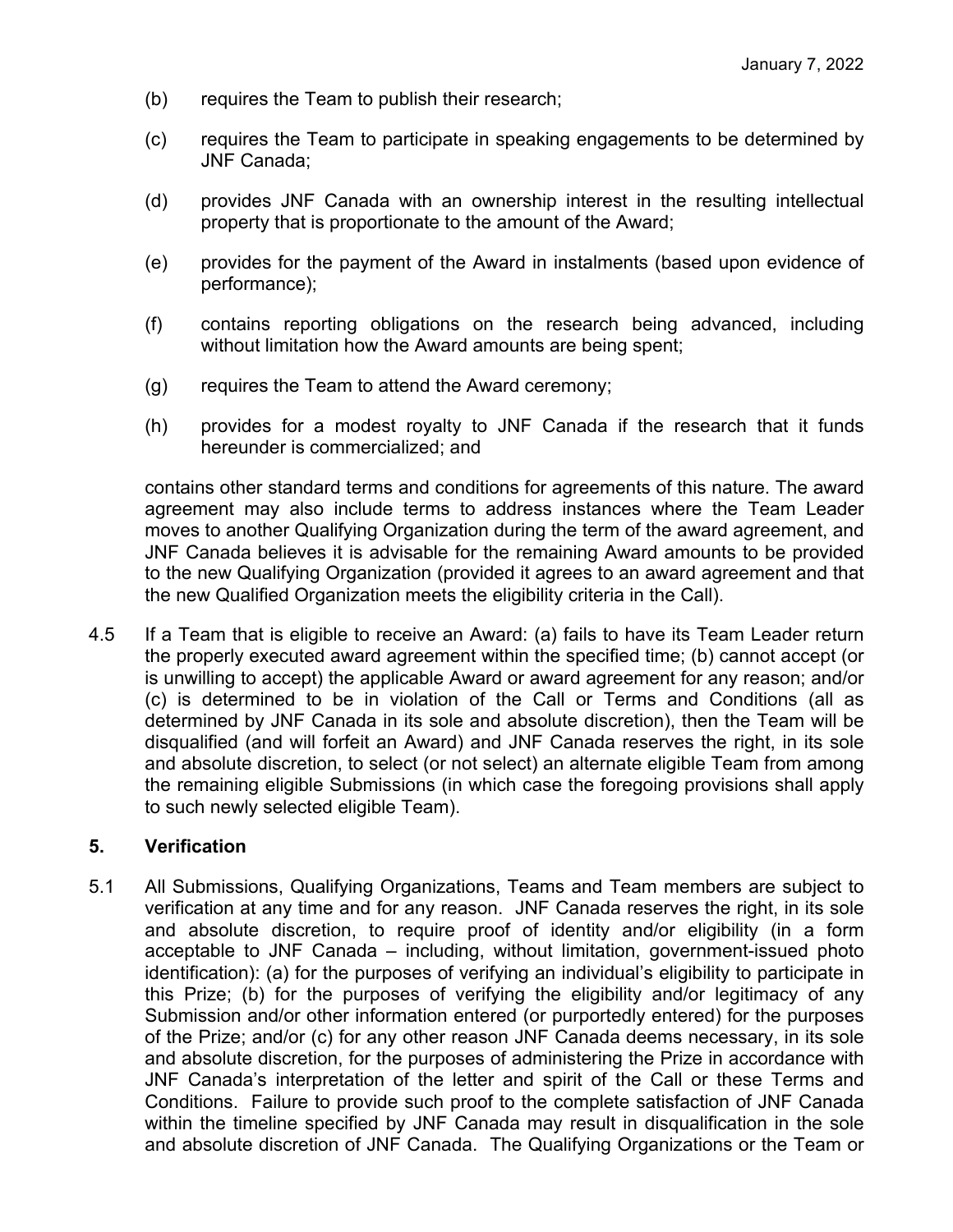(b) requires the Team to publish their research;

(c) requires the Team to participate in speaking engagements to be determined by JNF Canada;

(d) provides JNF Canada with an ownership interest in the resulting intellectual property that is proportionate to the amount of the Award;

(e) provides for the payment of the Award in instalments (based upon evidence of performance);

(f) contains reporting obligations on the research being advanced, including without limitation how the Award amounts are being spent;

(g) requires the Team to attend the Award ceremony;

(h) provides for a modest royalty to JNF Canada if the research that it funds hereunder is commercialized; and

contains other standard terms and conditions for agreements of this nature. The award agreement may also include terms to address instances where the Team Leader moves to another Qualifying Organization during the term of the award agreement, and JNF Canada believes it is advisable for the remaining Award amounts to be provided to the new Qualifying Organization (provided it agrees to an award agreement and that the new Qualified Organization meets the eligibility criteria in the Call).

4.5 If a Team that is eligible to receive an Award: (a) fails to have its Team Leader return the properly executed award agreement within the specified time; (b) cannot accept (or is unwilling to accept) the applicable Award or award agreement for any reason; and/or (c) is determined to be in violation of the Call or Terms and Conditions (all as determined by JNF Canada in its sole and absolute discretion), then the Team will be disqualified (and will forfeit an Award) and JNF Canada reserves the right, in its sole and absolute discretion, to select (or not select) an alternate eligible Team from among the remaining eligible Submissions (in which case the foregoing provisions shall apply to such newly selected eligible Team).

## 5. Verification

5.1 All Submissions, Qualifying Organizations, Teams and Team members are subject to verification at any time and for any reason. JNF Canada reserves the right, in its sole and absolute discretion, to require proof of identity and/or eligibility (in a form acceptable to JNF Canada – including, without limitation, government-issued photo identification): (a) for the purposes of verifying an individual's eligibility to participate in this Prize; (b) for the purposes of verifying the eligibility and/or legitimacy of any Submission and/or other information entered (or purportedly entered) for the purposes of the Prize; and/or (c) for any other reason JNF Canada deems necessary, in its sole and absolute discretion, for the purposes of administering the Prize in accordance with JNF Canada's interpretation of the letter and spirit of the Call or these Terms and Conditions. Failure to provide such proof to the complete satisfaction of JNF Canada within the timeline specified by JNF Canada may result in disqualification in the sole and absolute discretion of JNF Canada. The Qualifying Organizations or the Team or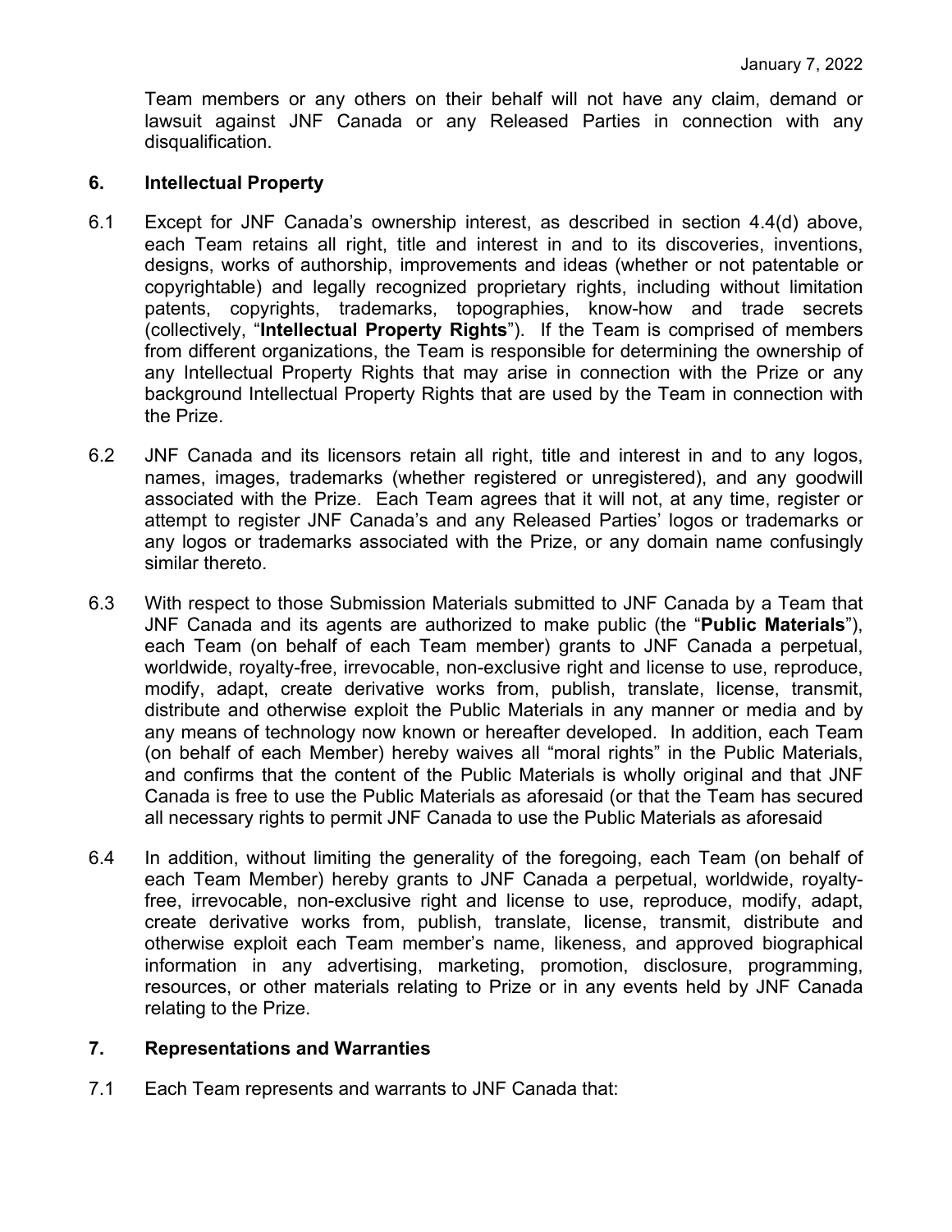Team members or any others on their behalf will not have any claim, demand or lawsuit against JNF Canada or any Released Parties in connection with any disqualification.

## 6. Intellectual Property

6.1 Except for JNF Canada's ownership interest, as described in section 4.4(d) above, each Team retains all right, title and interest in and to its discoveries, inventions, designs, works of authorship, improvements and ideas (whether or not patentable or copyrightable) and legally recognized proprietary rights, including without limitation patents, copyrights, trademarks, topographies, know-how and trade secrets (collectively, "**Intellectual Property Rights**"). If the Team is comprised of members from different organizations, the Team is responsible for determining the ownership of any Intellectual Property Rights that may arise in connection with the Prize or any background Intellectual Property Rights that are used by the Team in connection with the Prize.

6.2 JNF Canada and its licensors retain all right, title and interest in and to any logos, names, images, trademarks (whether registered or unregistered), and any goodwill associated with the Prize. Each Team agrees that it will not, at any time, register or attempt to register JNF Canada's and any Released Parties' logos or trademarks or any logos or trademarks associated with the Prize, or any domain name confusingly similar thereto.

6.3 With respect to those Submission Materials submitted to JNF Canada by a Team that JNF Canada and its agents are authorized to make public (the "**Public Materials**"), each Team (on behalf of each Team member) grants to JNF Canada a perpetual, worldwide, royalty-free, irrevocable, non-exclusive right and license to use, reproduce, modify, adapt, create derivative works from, publish, translate, license, transmit, distribute and otherwise exploit the Public Materials in any manner or media and by any means of technology now known or hereafter developed. In addition, each Team (on behalf of each Member) hereby waives all "moral rights" in the Public Materials, and confirms that the content of the Public Materials is wholly original and that JNF Canada is free to use the Public Materials as aforesaid (or that the Team has secured all necessary rights to permit JNF Canada to use the Public Materials as aforesaid

6.4 In addition, without limiting the generality of the foregoing, each Team (on behalf of each Team Member) hereby grants to JNF Canada a perpetual, worldwide, royalty-free, irrevocable, non-exclusive right and license to use, reproduce, modify, adapt, create derivative works from, publish, translate, license, transmit, distribute and otherwise exploit each Team member's name, likeness, and approved biographical information in any advertising, marketing, promotion, disclosure, programming, resources, or other materials relating to Prize or in any events held by JNF Canada relating to the Prize.

## 7. Representations and Warranties

7.1 Each Team represents and warrants to JNF Canada that: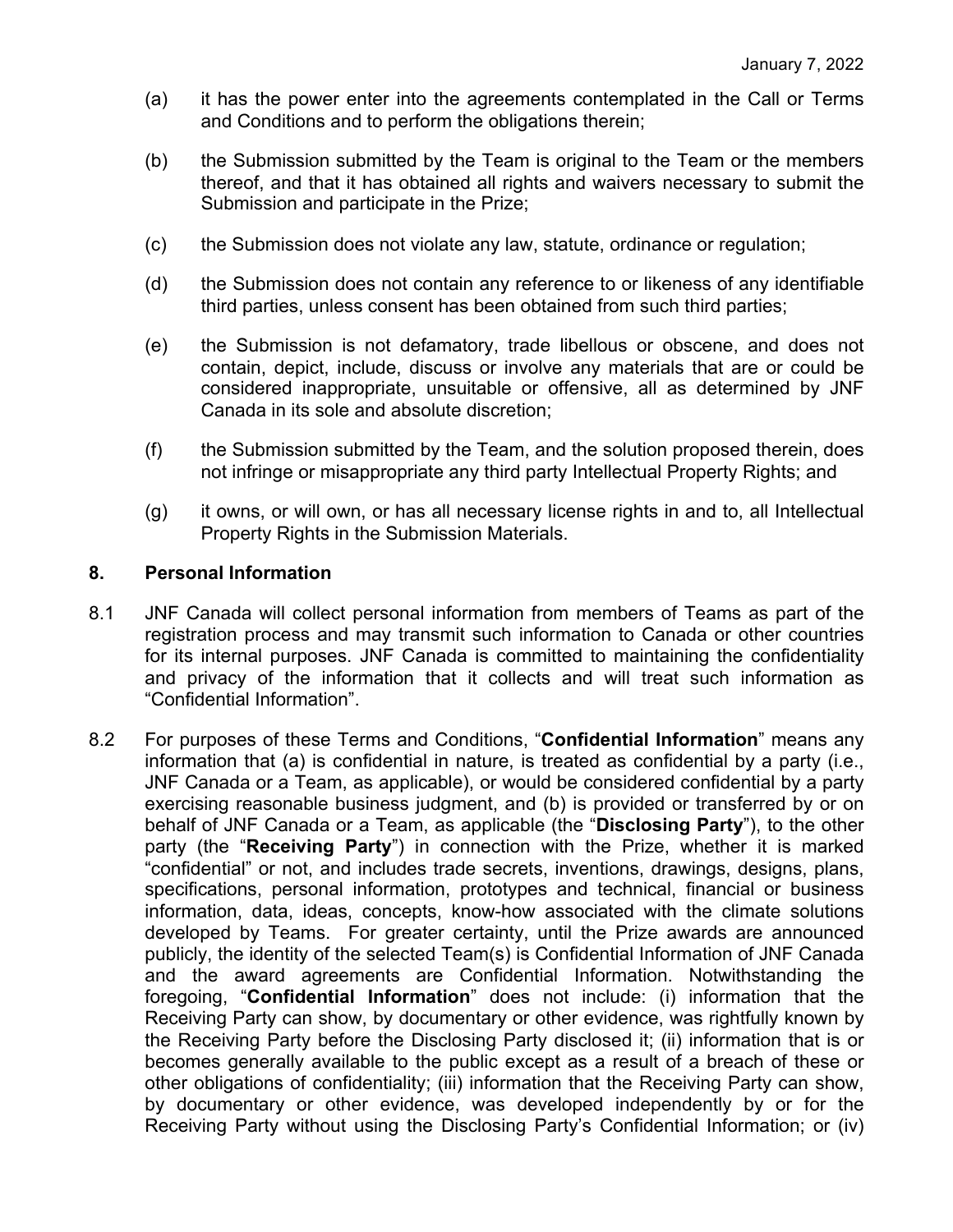(a) it has the power enter into the agreements contemplated in the Call or Terms and Conditions and to perform the obligations therein;

(b) the Submission submitted by the Team is original to the Team or the members thereof, and that it has obtained all rights and waivers necessary to submit the Submission and participate in the Prize;

(c) the Submission does not violate any law, statute, ordinance or regulation;

(d) the Submission does not contain any reference to or likeness of any identifiable third parties, unless consent has been obtained from such third parties;

(e) the Submission is not defamatory, trade libellous or obscene, and does not contain, depict, include, discuss or involve any materials that are or could be considered inappropriate, unsuitable or offensive, all as determined by JNF Canada in its sole and absolute discretion;

(f) the Submission submitted by the Team, and the solution proposed therein, does not infringe or misappropriate any third party Intellectual Property Rights; and

(g) it owns, or will own, or has all necessary license rights in and to, all Intellectual Property Rights in the Submission Materials.

## 8. Personal Information

8.1 JNF Canada will collect personal information from members of Teams as part of the registration process and may transmit such information to Canada or other countries for its internal purposes. JNF Canada is committed to maintaining the confidentiality and privacy of the information that it collects and will treat such information as "Confidential Information".

8.2 For purposes of these Terms and Conditions, "**Confidential Information**" means any information that (a) is confidential in nature, is treated as confidential by a party (i.e., JNF Canada or a Team, as applicable), or would be considered confidential by a party exercising reasonable business judgment, and (b) is provided or transferred by or on behalf of JNF Canada or a Team, as applicable (the "**Disclosing Party**"), to the other party (the "**Receiving Party**") in connection with the Prize, whether it is marked "confidential" or not, and includes trade secrets, inventions, drawings, designs, plans, specifications, personal information, prototypes and technical, financial or business information, data, ideas, concepts, know-how associated with the climate solutions developed by Teams. For greater certainty, until the Prize awards are announced publicly, the identity of the selected Team(s) is Confidential Information of JNF Canada and the award agreements are Confidential Information. Notwithstanding the foregoing, "**Confidential Information**" does not include: (i) information that the Receiving Party can show, by documentary or other evidence, was rightfully known by the Receiving Party before the Disclosing Party disclosed it; (ii) information that is or becomes generally available to the public except as a result of a breach of these or other obligations of confidentiality; (iii) information that the Receiving Party can show, by documentary or other evidence, was developed independently by or for the Receiving Party without using the Disclosing Party's Confidential Information; or (iv)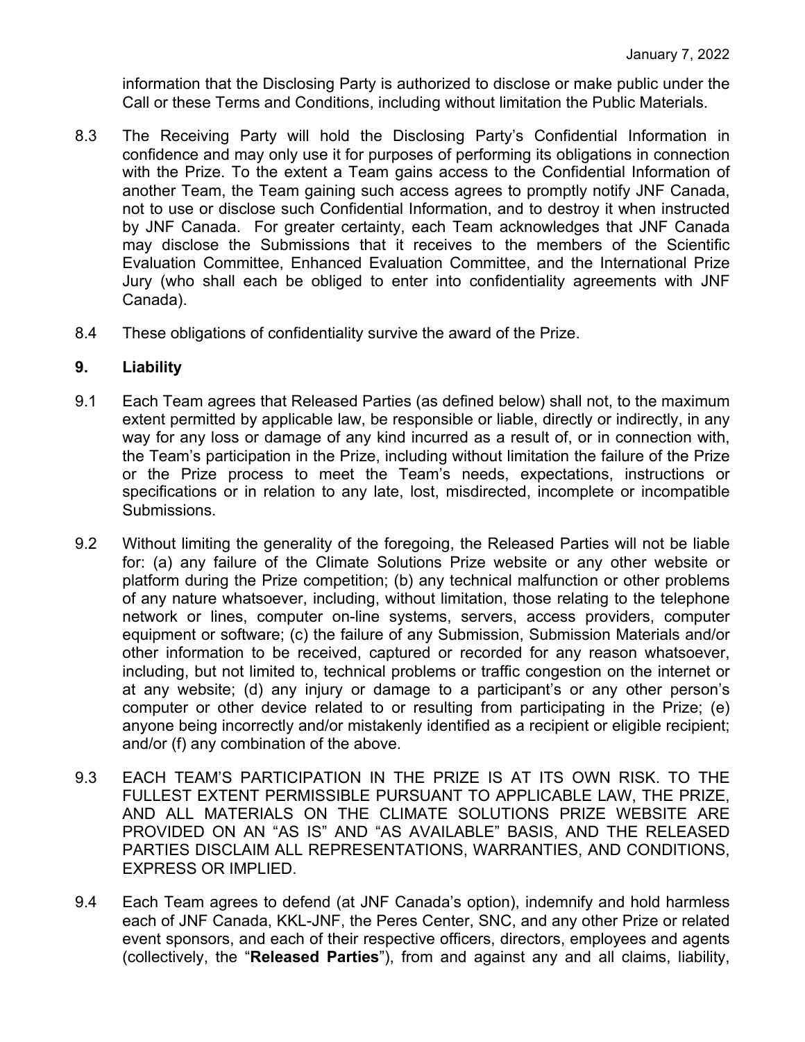information that the Disclosing Party is authorized to disclose or make public under the Call or these Terms and Conditions, including without limitation the Public Materials.

8.3 The Receiving Party will hold the Disclosing Party's Confidential Information in confidence and may only use it for purposes of performing its obligations in connection with the Prize. To the extent a Team gains access to the Confidential Information of another Team, the Team gaining such access agrees to promptly notify JNF Canada, not to use or disclose such Confidential Information, and to destroy it when instructed by JNF Canada. For greater certainty, each Team acknowledges that JNF Canada may disclose the Submissions that it receives to the members of the Scientific Evaluation Committee, Enhanced Evaluation Committee, and the International Prize Jury (who shall each be obliged to enter into confidentiality agreements with JNF Canada).

8.4 These obligations of confidentiality survive the award of the Prize.

## 9. Liability

9.1 Each Team agrees that Released Parties (as defined below) shall not, to the maximum extent permitted by applicable law, be responsible or liable, directly or indirectly, in any way for any loss or damage of any kind incurred as a result of, or in connection with, the Team's participation in the Prize, including without limitation the failure of the Prize or the Prize process to meet the Team's needs, expectations, instructions or specifications or in relation to any late, lost, misdirected, incomplete or incompatible Submissions.

9.2 Without limiting the generality of the foregoing, the Released Parties will not be liable for: (a) any failure of the Climate Solutions Prize website or any other website or platform during the Prize competition; (b) any technical malfunction or other problems of any nature whatsoever, including, without limitation, those relating to the telephone network or lines, computer on-line systems, servers, access providers, computer equipment or software; (c) the failure of any Submission, Submission Materials and/or other information to be received, captured or recorded for any reason whatsoever, including, but not limited to, technical problems or traffic congestion on the internet or at any website; (d) any injury or damage to a participant's or any other person's computer or other device related to or resulting from participating in the Prize; (e) anyone being incorrectly and/or mistakenly identified as a recipient or eligible recipient; and/or (f) any combination of the above.

9.3 EACH TEAM'S PARTICIPATION IN THE PRIZE IS AT ITS OWN RISK. TO THE FULLEST EXTENT PERMISSIBLE PURSUANT TO APPLICABLE LAW, THE PRIZE, AND ALL MATERIALS ON THE CLIMATE SOLUTIONS PRIZE WEBSITE ARE PROVIDED ON AN "AS IS" AND "AS AVAILABLE" BASIS, AND THE RELEASED PARTIES DISCLAIM ALL REPRESENTATIONS, WARRANTIES, AND CONDITIONS, EXPRESS OR IMPLIED.

9.4 Each Team agrees to defend (at JNF Canada's option), indemnify and hold harmless each of JNF Canada, KKL-JNF, the Peres Center, SNC, and any other Prize or related event sponsors, and each of their respective officers, directors, employees and agents (collectively, the "**Released Parties**"), from and against any and all claims, liability,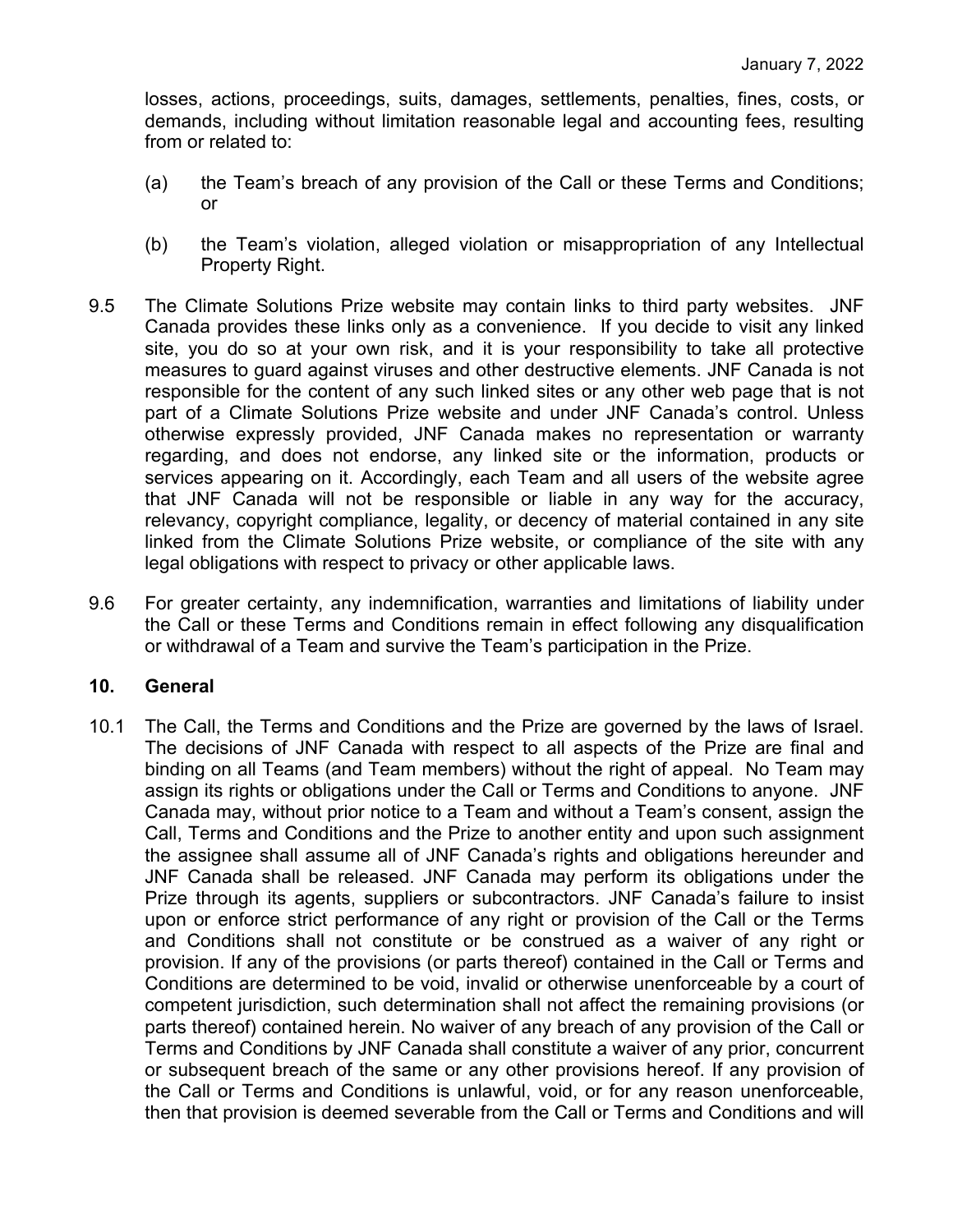losses, actions, proceedings, suits, damages, settlements, penalties, fines, costs, or demands, including without limitation reasonable legal and accounting fees, resulting from or related to:

(a) the Team's breach of any provision of the Call or these Terms and Conditions; or

(b) the Team's violation, alleged violation or misappropriation of any Intellectual Property Right.

9.5 The Climate Solutions Prize website may contain links to third party websites. JNF Canada provides these links only as a convenience. If you decide to visit any linked site, you do so at your own risk, and it is your responsibility to take all protective measures to guard against viruses and other destructive elements. JNF Canada is not responsible for the content of any such linked sites or any other web page that is not part of a Climate Solutions Prize website and under JNF Canada's control. Unless otherwise expressly provided, JNF Canada makes no representation or warranty regarding, and does not endorse, any linked site or the information, products or services appearing on it. Accordingly, each Team and all users of the website agree that JNF Canada will not be responsible or liable in any way for the accuracy, relevancy, copyright compliance, legality, or decency of material contained in any site linked from the Climate Solutions Prize website, or compliance of the site with any legal obligations with respect to privacy or other applicable laws.

9.6 For greater certainty, any indemnification, warranties and limitations of liability under the Call or these Terms and Conditions remain in effect following any disqualification or withdrawal of a Team and survive the Team's participation in the Prize.

## 10. General

10.1 The Call, the Terms and Conditions and the Prize are governed by the laws of Israel. The decisions of JNF Canada with respect to all aspects of the Prize are final and binding on all Teams (and Team members) without the right of appeal. No Team may assign its rights or obligations under the Call or Terms and Conditions to anyone. JNF Canada may, without prior notice to a Team and without a Team's consent, assign the Call, Terms and Conditions and the Prize to another entity and upon such assignment the assignee shall assume all of JNF Canada's rights and obligations hereunder and JNF Canada shall be released. JNF Canada may perform its obligations under the Prize through its agents, suppliers or subcontractors. JNF Canada's failure to insist upon or enforce strict performance of any right or provision of the Call or the Terms and Conditions shall not constitute or be construed as a waiver of any right or provision. If any of the provisions (or parts thereof) contained in the Call or Terms and Conditions are determined to be void, invalid or otherwise unenforceable by a court of competent jurisdiction, such determination shall not affect the remaining provisions (or parts thereof) contained herein. No waiver of any breach of any provision of the Call or Terms and Conditions by JNF Canada shall constitute a waiver of any prior, concurrent or subsequent breach of the same or any other provisions hereof. If any provision of the Call or Terms and Conditions is unlawful, void, or for any reason unenforceable, then that provision is deemed severable from the Call or Terms and Conditions and will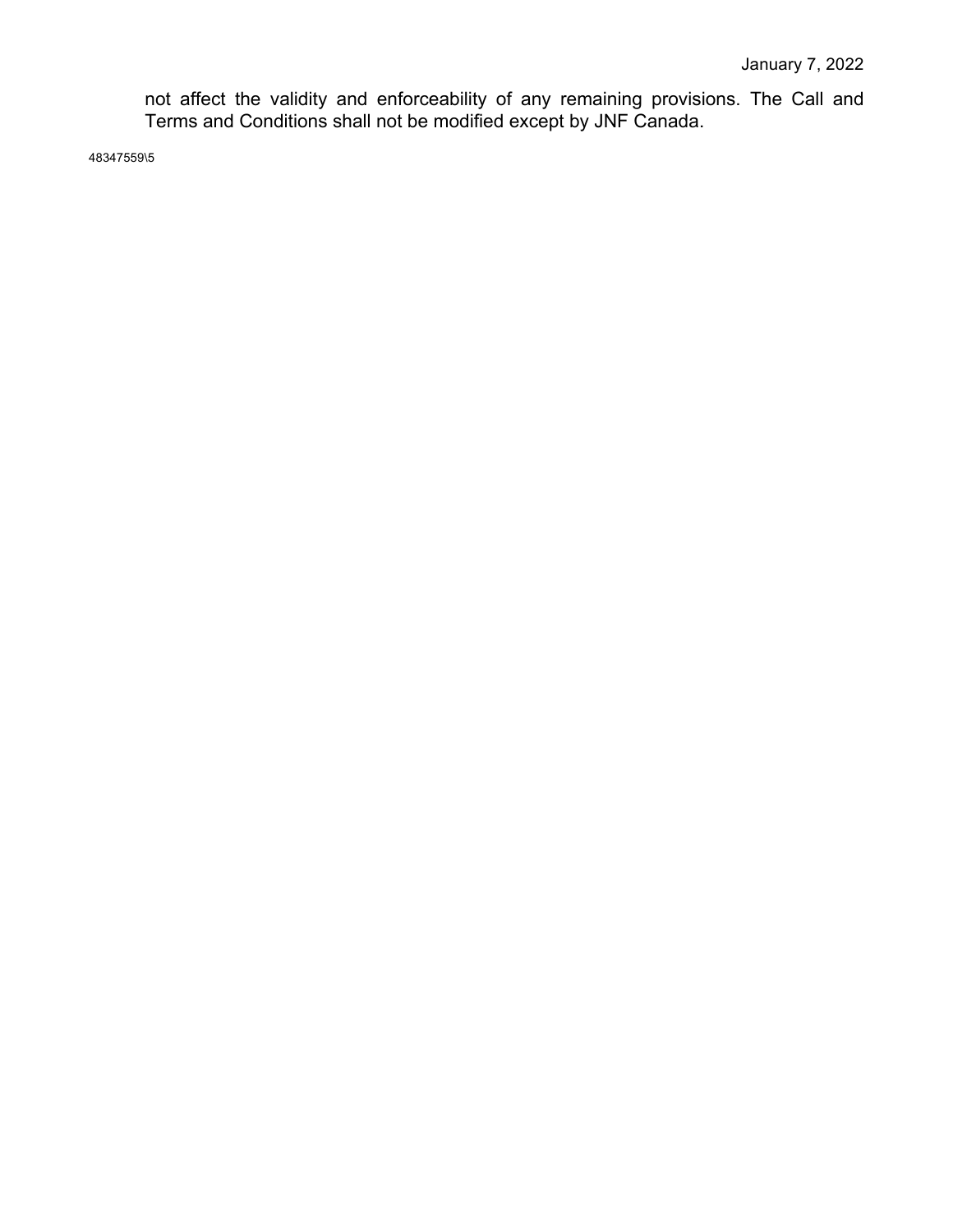not affect the validity and enforceability of any remaining provisions. The Call and Terms and Conditions shall not be modified except by JNF Canada.